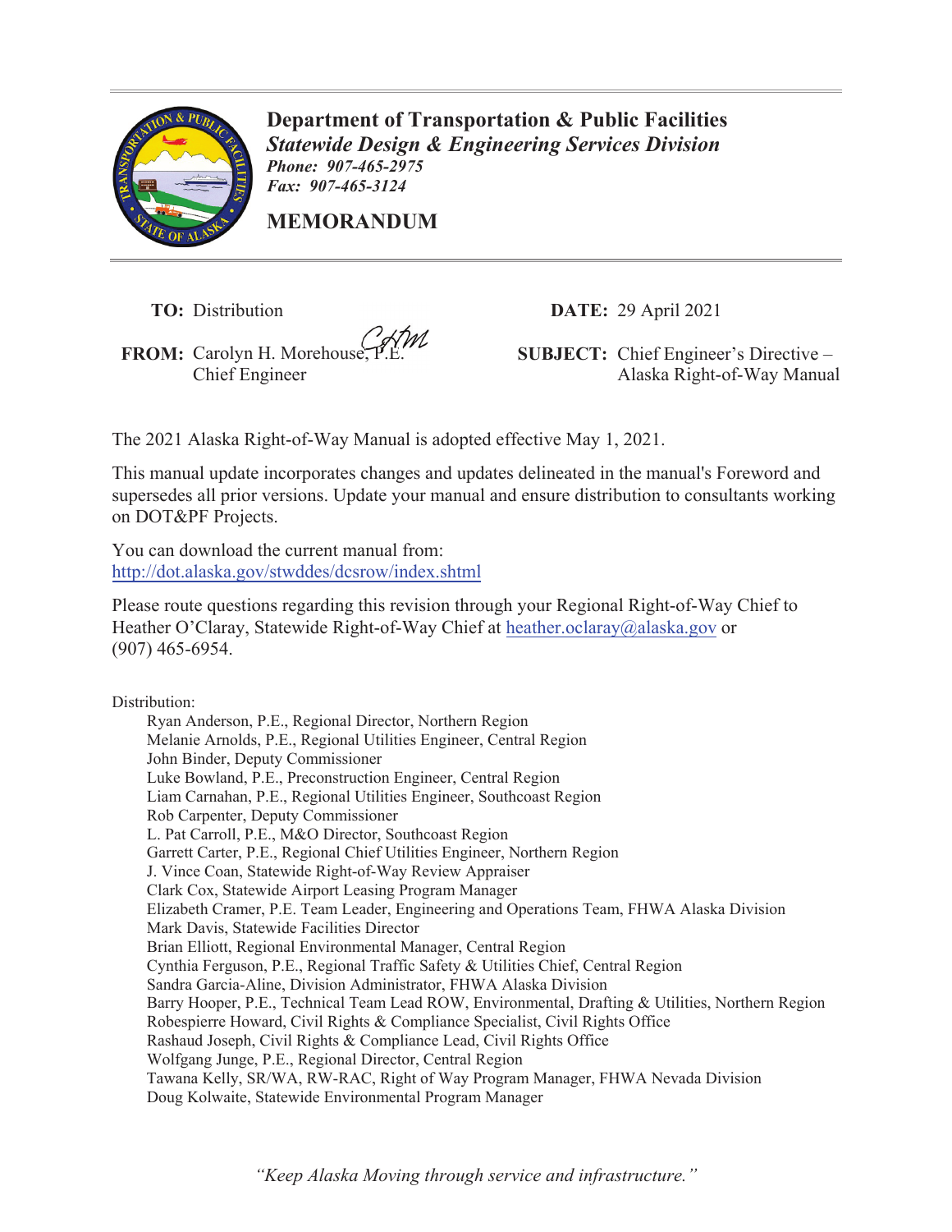**Department of Transportation & Public Facilities**
***Statewide Design & Engineering Services Division***
***Phone: 907-465-2975***
***Fax: 907-465-3124***

## MEMORANDUM

**TO:** Distribution

**DATE:** 29 April 2021

**FROM:** Carolyn H. Morehouse, P.E.
Chief Engineer

**SUBJECT:** Chief Engineer's Directive – Alaska Right-of-Way Manual

The 2021 Alaska Right-of-Way Manual is adopted effective May 1, 2021.

This manual update incorporates changes and updates delineated in the manual's Foreword and supersedes all prior versions. Update your manual and ensure distribution to consultants working on DOT&PF Projects.

You can download the current manual from:
http://dot.alaska.gov/stwddes/dcsrow/index.shtml

Please route questions regarding this revision through your Regional Right-of-Way Chief to Heather O'Claray, Statewide Right-of-Way Chief at heather.oclaray@alaska.gov or (907) 465-6954.

Distribution:

- Ryan Anderson, P.E., Regional Director, Northern Region
- Melanie Arnolds, P.E., Regional Utilities Engineer, Central Region
- John Binder, Deputy Commissioner
- Luke Bowland, P.E., Preconstruction Engineer, Central Region
- Liam Carnahan, P.E., Regional Utilities Engineer, Southcoast Region
- Rob Carpenter, Deputy Commissioner
- L. Pat Carroll, P.E., M&O Director, Southcoast Region
- Garrett Carter, P.E., Regional Chief Utilities Engineer, Northern Region
- J. Vince Coan, Statewide Right-of-Way Review Appraiser
- Clark Cox, Statewide Airport Leasing Program Manager
- Elizabeth Cramer, P.E. Team Leader, Engineering and Operations Team, FHWA Alaska Division
- Mark Davis, Statewide Facilities Director
- Brian Elliott, Regional Environmental Manager, Central Region
- Cynthia Ferguson, P.E., Regional Traffic Safety & Utilities Chief, Central Region
- Sandra Garcia-Aline, Division Administrator, FHWA Alaska Division
- Barry Hooper, P.E., Technical Team Lead ROW, Environmental, Drafting & Utilities, Northern Region
- Robespierre Howard, Civil Rights & Compliance Specialist, Civil Rights Office
- Rashaud Joseph, Civil Rights & Compliance Lead, Civil Rights Office
- Wolfgang Junge, P.E., Regional Director, Central Region
- Tawana Kelly, SR/WA, RW-RAC, Right of Way Program Manager, FHWA Nevada Division
- Doug Kolwaite, Statewide Environmental Program Manager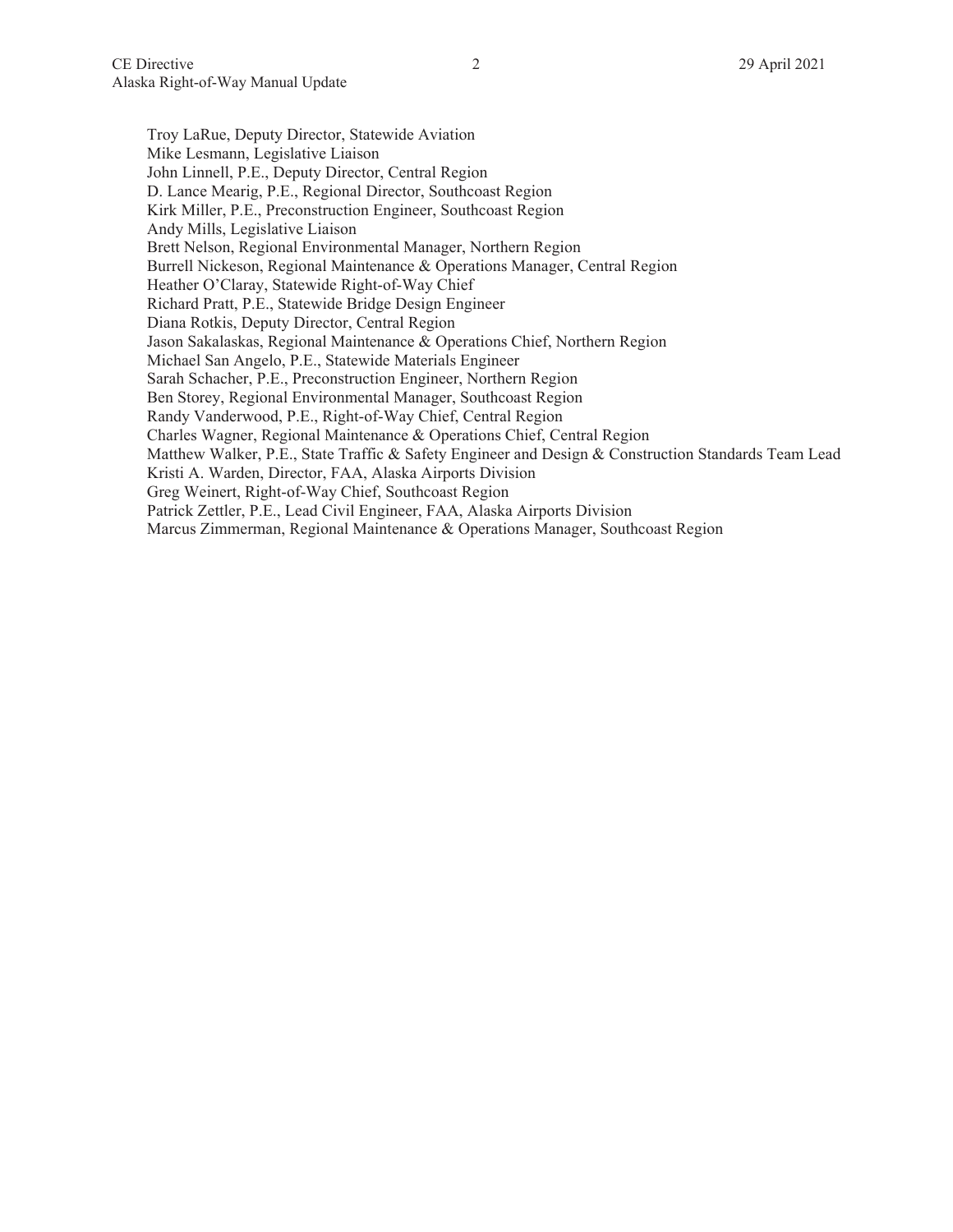Troy LaRue, Deputy Director, Statewide Aviation
Mike Lesmann, Legislative Liaison
John Linnell, P.E., Deputy Director, Central Region
D. Lance Mearig, P.E., Regional Director, Southcoast Region
Kirk Miller, P.E., Preconstruction Engineer, Southcoast Region
Andy Mills, Legislative Liaison
Brett Nelson, Regional Environmental Manager, Northern Region
Burrell Nickeson, Regional Maintenance & Operations Manager, Central Region
Heather O'Claray, Statewide Right-of-Way Chief
Richard Pratt, P.E., Statewide Bridge Design Engineer
Diana Rotkis, Deputy Director, Central Region
Jason Sakalaskas, Regional Maintenance & Operations Chief, Northern Region
Michael San Angelo, P.E., Statewide Materials Engineer
Sarah Schacher, P.E., Preconstruction Engineer, Northern Region
Ben Storey, Regional Environmental Manager, Southcoast Region
Randy Vanderwood, P.E., Right-of-Way Chief, Central Region
Charles Wagner, Regional Maintenance & Operations Chief, Central Region
Matthew Walker, P.E., State Traffic & Safety Engineer and Design & Construction Standards Team Lead
Kristi A. Warden, Director, FAA, Alaska Airports Division
Greg Weinert, Right-of-Way Chief, Southcoast Region
Patrick Zettler, P.E., Lead Civil Engineer, FAA, Alaska Airports Division
Marcus Zimmerman, Regional Maintenance & Operations Manager, Southcoast Region